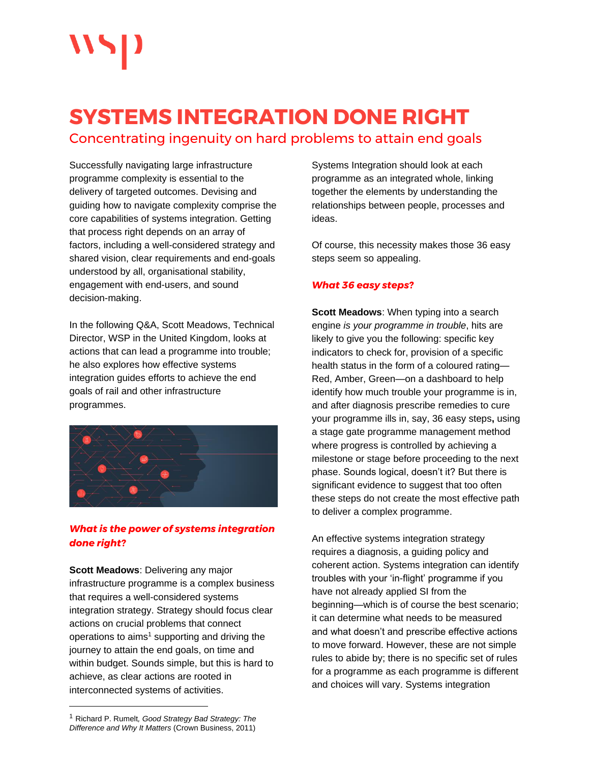# SYSTEMS INTEGRATION DONE RIGHT

## Concentrating ingenuity on hard problems to attain end goals

Successfully navigating large infrastructure programme complexity is essential to the delivery of targeted outcomes. Devising and guiding how to navigate complexity comprise the core capabilities of systems integration. Getting that process right depends on an array of factors, including a well-considered strategy and shared vision, clear requirements and end-goals understood by all, organisational stability, engagement with end-users, and sound decision-making.

In the following Q&A, Scott Meadows, Technical Director, WSP in the United Kingdom, looks at actions that can lead a programme into trouble; he also explores how effective systems integration guides efforts to achieve the end goals of rail and other infrastructure programmes.

### *What is the power of systems integration done right?*

**Scott Meadows**: Delivering any major infrastructure programme is a complex business that requires a well-considered systems integration strategy. Strategy should focus clear actions on crucial problems that connect operations to aims[1] supporting and driving the journey to attain the end goals, on time and within budget. Sounds simple, but this is hard to achieve, as clear actions are rooted in interconnected systems of activities.

Systems Integration should look at each programme as an integrated whole, linking together the elements by understanding the relationships between people, processes and ideas.

Of course, this necessity makes those 36 easy steps seem so appealing.

### *What 36 easy steps?*

**Scott Meadows**: When typing into a search engine *is your programme in trouble*, hits are likely to give you the following: specific key indicators to check for, provision of a specific health status in the form of a coloured rating—Red, Amber, Green—on a dashboard to help identify how much trouble your programme is in, and after diagnosis prescribe remedies to cure your programme ills in, say, 36 easy steps**,** using a stage gate programme management method where progress is controlled by achieving a milestone or stage before proceeding to the next phase. Sounds logical, doesn't it? But there is significant evidence to suggest that too often these steps do not create the most effective path to deliver a complex programme.

An effective systems integration strategy requires a diagnosis, a guiding policy and coherent action. Systems integration can identify troubles with your 'in-flight' programme if you have not already applied SI from the beginning—which is of course the best scenario; it can determine what needs to be measured and what doesn't and prescribe effective actions to move forward. However, these are not simple rules to abide by; there is no specific set of rules for a programme as each programme is different and choices will vary. Systems integration

---

[1] Richard P. Rumelt, *Good Strategy Bad Strategy: The Difference and Why It Matters* (Crown Business, 2011)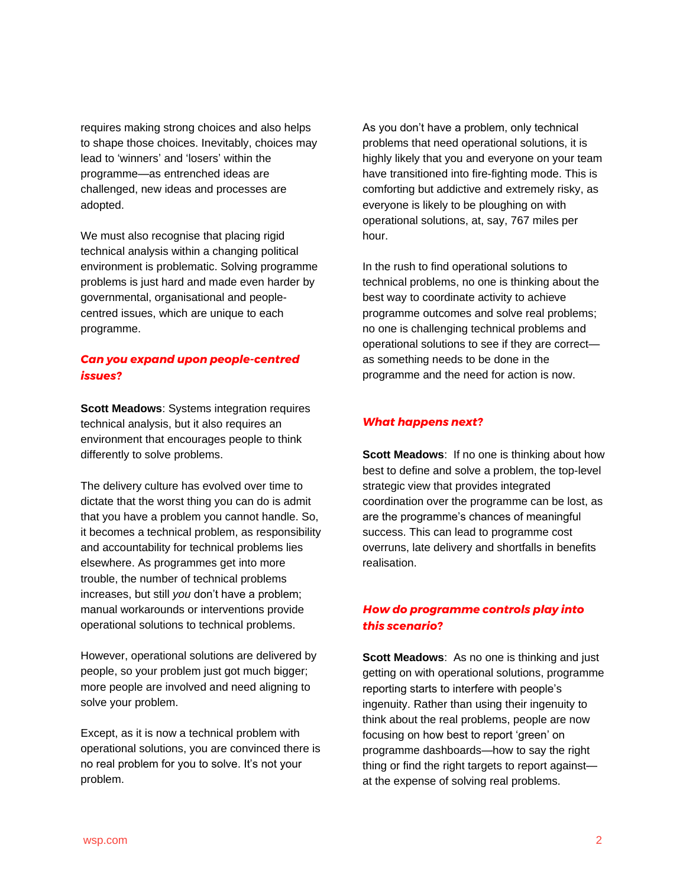requires making strong choices and also helps to shape those choices. Inevitably, choices may lead to 'winners' and 'losers' within the programme—as entrenched ideas are challenged, new ideas and processes are adopted.

We must also recognise that placing rigid technical analysis within a changing political environment is problematic. Solving programme problems is just hard and made even harder by governmental, organisational and people-centred issues, which are unique to each programme.

### *Can you expand upon people-centred issues?*

**Scott Meadows**: Systems integration requires technical analysis, but it also requires an environment that encourages people to think differently to solve problems.

The delivery culture has evolved over time to dictate that the worst thing you can do is admit that you have a problem you cannot handle. So, it becomes a technical problem, as responsibility and accountability for technical problems lies elsewhere. As programmes get into more trouble, the number of technical problems increases, but still *you* don't have a problem; manual workarounds or interventions provide operational solutions to technical problems.

However, operational solutions are delivered by people, so your problem just got much bigger; more people are involved and need aligning to solve your problem.

Except, as it is now a technical problem with operational solutions, you are convinced there is no real problem for you to solve. It's not your problem.

As you don't have a problem, only technical problems that need operational solutions, it is highly likely that you and everyone on your team have transitioned into fire-fighting mode. This is comforting but addictive and extremely risky, as everyone is likely to be ploughing on with operational solutions, at, say, 767 miles per hour.

In the rush to find operational solutions to technical problems, no one is thinking about the best way to coordinate activity to achieve programme outcomes and solve real problems; no one is challenging technical problems and operational solutions to see if they are correct—as something needs to be done in the programme and the need for action is now.

### *What happens next?*

**Scott Meadows**: If no one is thinking about how best to define and solve a problem, the top-level strategic view that provides integrated coordination over the programme can be lost, as are the programme's chances of meaningful success. This can lead to programme cost overruns, late delivery and shortfalls in benefits realisation.

### *How do programme controls play into this scenario?*

**Scott Meadows**: As no one is thinking and just getting on with operational solutions, programme reporting starts to interfere with people's ingenuity. Rather than using their ingenuity to think about the real problems, people are now focusing on how best to report 'green' on programme dashboards—how to say the right thing or find the right targets to report against—at the expense of solving real problems.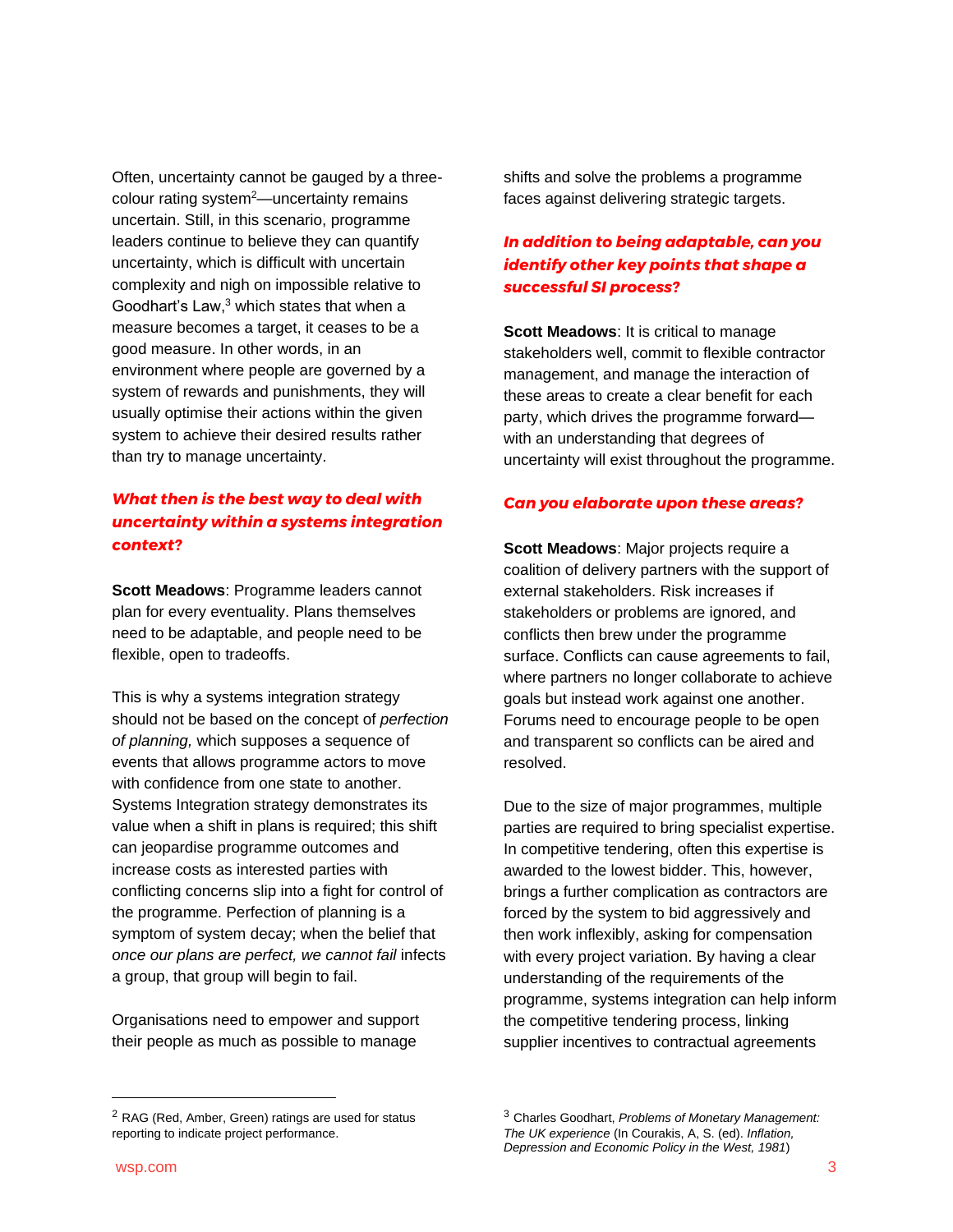Often, uncertainty cannot be gauged by a three-colour rating system[2]—uncertainty remains uncertain. Still, in this scenario, programme leaders continue to believe they can quantify uncertainty, which is difficult with uncertain complexity and nigh on impossible relative to Goodhart's Law,[3] which states that when a measure becomes a target, it ceases to be a good measure. In other words, in an environment where people are governed by a system of rewards and punishments, they will usually optimise their actions within the given system to achieve their desired results rather than try to manage uncertainty.

***What then is the best way to deal with uncertainty within a systems integration context?***

**Scott Meadows**: Programme leaders cannot plan for every eventuality. Plans themselves need to be adaptable, and people need to be flexible, open to tradeoffs.

This is why a systems integration strategy should not be based on the concept of *perfection of planning,* which supposes a sequence of events that allows programme actors to move with confidence from one state to another. Systems Integration strategy demonstrates its value when a shift in plans is required; this shift can jeopardise programme outcomes and increase costs as interested parties with conflicting concerns slip into a fight for control of the programme. Perfection of planning is a symptom of system decay; when the belief that *once our plans are perfect, we cannot fail* infects a group, that group will begin to fail.

Organisations need to empower and support their people as much as possible to manage shifts and solve the problems a programme faces against delivering strategic targets.

***In addition to being adaptable, can you identify other key points that shape a successful SI process?***

**Scott Meadows**: It is critical to manage stakeholders well, commit to flexible contractor management, and manage the interaction of these areas to create a clear benefit for each party, which drives the programme forward—with an understanding that degrees of uncertainty will exist throughout the programme.

***Can you elaborate upon these areas?***

**Scott Meadows**: Major projects require a coalition of delivery partners with the support of external stakeholders. Risk increases if stakeholders or problems are ignored, and conflicts then brew under the programme surface. Conflicts can cause agreements to fail, where partners no longer collaborate to achieve goals but instead work against one another. Forums need to encourage people to be open and transparent so conflicts can be aired and resolved.

Due to the size of major programmes, multiple parties are required to bring specialist expertise. In competitive tendering, often this expertise is awarded to the lowest bidder. This, however, brings a further complication as contractors are forced by the system to bid aggressively and then work inflexibly, asking for compensation with every project variation. By having a clear understanding of the requirements of the programme, systems integration can help inform the competitive tendering process, linking supplier incentives to contractual agreements

---

[2] RAG (Red, Amber, Green) ratings are used for status reporting to indicate project performance.

[3] Charles Goodhart, *Problems of Monetary Management: The UK experience* (In Courakis, A, S. (ed). *Inflation, Depression and Economic Policy in the West, 1981*)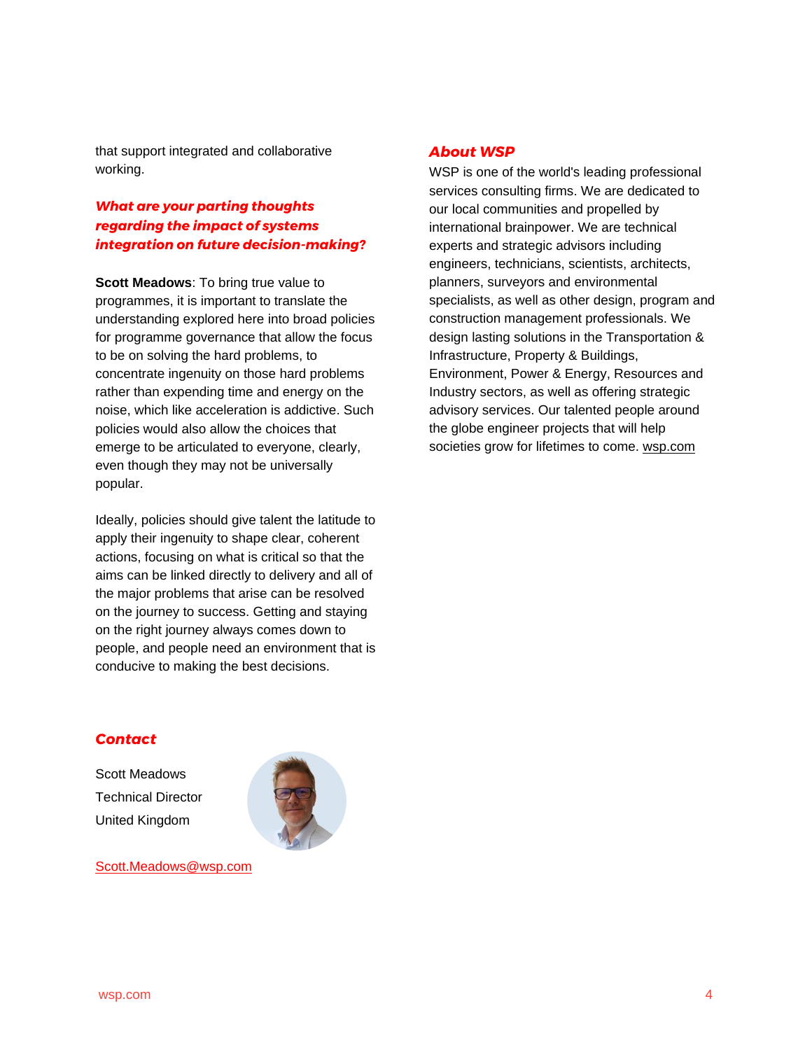that support integrated and collaborative working.

### *What are your parting thoughts regarding the impact of systems integration on future decision-making?*

**Scott Meadows**: To bring true value to programmes, it is important to translate the understanding explored here into broad policies for programme governance that allow the focus to be on solving the hard problems, to concentrate ingenuity on those hard problems rather than expending time and energy on the noise, which like acceleration is addictive. Such policies would also allow the choices that emerge to be articulated to everyone, clearly, even though they may not be universally popular.

Ideally, policies should give talent the latitude to apply their ingenuity to shape clear, coherent actions, focusing on what is critical so that the aims can be linked directly to delivery and all of the major problems that arise can be resolved on the journey to success. Getting and staying on the right journey always comes down to people, and people need an environment that is conducive to making the best decisions.

### *Contact*

Scott Meadows

Technical Director

United Kingdom

Scott.Meadows@wsp.com

### *About WSP*

WSP is one of the world's leading professional services consulting firms. We are dedicated to our local communities and propelled by international brainpower. We are technical experts and strategic advisors including engineers, technicians, scientists, architects, planners, surveyors and environmental specialists, as well as other design, program and construction management professionals. We design lasting solutions in the Transportation & Infrastructure, Property & Buildings, Environment, Power & Energy, Resources and Industry sectors, as well as offering strategic advisory services. Our talented people around the globe engineer projects that will help societies grow for lifetimes to come. wsp.com